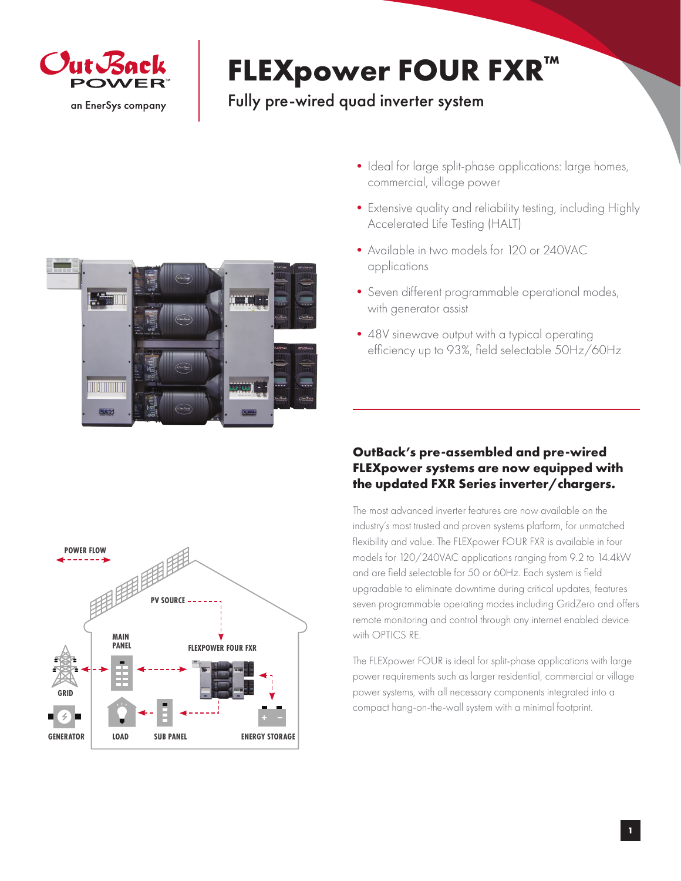# FLEXpower FOUR FXR™

## Fully pre-wired quad inverter system

- Ideal for large split-phase applications: large homes, commercial, village power
- Extensive quality and reliability testing, including Highly Accelerated Life Testing (HALT)
- Available in two models for 120 or 240VAC applications
- Seven different programmable operational modes, with generator assist
- 48V sinewave output with a typical operating efficiency up to 93%, field selectable 50Hz/60Hz

### OutBack's pre-assembled and pre-wired FLEXpower systems are now equipped with the updated FXR Series inverter/chargers.

The most advanced inverter features are now available on the industry's most trusted and proven systems platform, for unmatched flexibility and value. The FLEXpower FOUR FXR is available in four models for 120/240VAC applications ranging from 9.2 to 14.4kW and are field selectable for 50 or 60Hz. Each system is field upgradable to eliminate downtime during critical updates, features seven programmable operating modes including GridZero and offers remote monitoring and control through any internet enabled device with OPTICS RE.

The FLEXpower FOUR is ideal for split-phase applications with large power requirements such as larger residential, commercial or village power systems, with all necessary components integrated into a compact hang-on-the-wall system with a minimal footprint.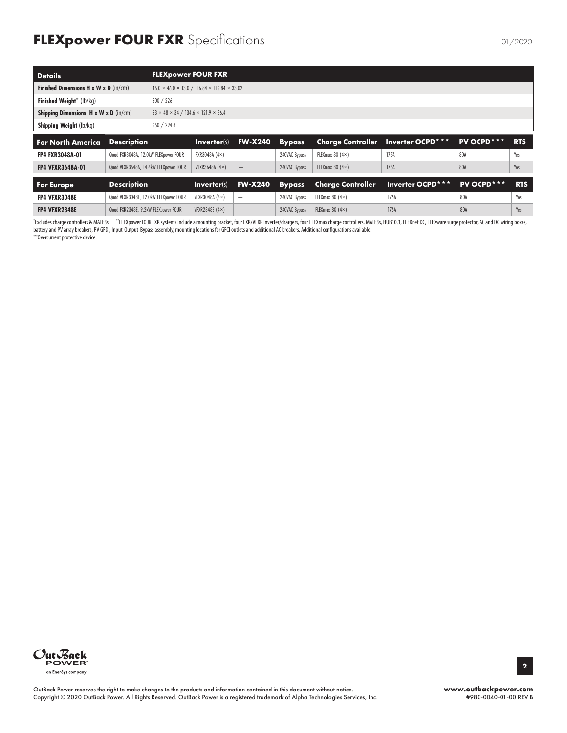# FLEXpower FOUR FXR Specifications

01/2020

| Details | FLEXpower FOUR FXR |
|---|---|
| **Finished Dimensions H x W x D** (in/cm) | 46.0 × 46.0 × 13.0 / 116.84 × 116.84 × 33.02 |
| **Finished Weight*** (lb/kg) | 500 / 226 |
| **Shipping Dimensions H x W x D** (in/cm) | 53 × 48 × 34 / 134.6 × 121.9 × 86.4 |
| **Shipping Weight** (lb/kg) | 650 / 294.8 |

| For North America | Description | Inverter(s) | FW-X240 | Bypass | Charge Controller | Inverter OCPD*** | PV OCPD*** | RTS |
|---|---|---|---|---|---|---|---|---|
| **FP4 FXR3048A-01** | Quad FXR3048A, 12.0kW FLEXpower FOUR | FXR3048A (4×) | — | 240VAC Bypass | FLEXmax 80 (4×) | 175A | 80A | Yes |
| **FP4 VFXR3648A-01** | Quad VFXR3648A, 14.4kW FLEXpower FOUR | VFXR3648A (4×) | — | 240VAC Bypass | FLEXmax 80 (4×) | 175A | 80A | Yes |

| For Europe | Description | Inverter(s) | FW-X240 | Bypass | Charge Controller | Inverter OCPD*** | PV OCPD*** | RTS |
|---|---|---|---|---|---|---|---|---|
| **FP4 VFXR3048E** | Quad VFXR3048E, 12.0kW FLEXpower FOUR | VFXR3048A (4×) | — | 240VAC Bypass | FLEXmax 80 (4×) | 175A | 80A | Yes |
| **FP4 VFXR2348E** | Quad FXR2348E, 9.2kW FLEXpower FOUR | VFXR2348E (4×) | — | 240VAC Bypass | FLEXmax 80 (4×) | 175A | 80A | Yes |

*Excludes charge controllers & MATE3s. **FLEXpower FOUR FXR systems include a mounting bracket, four FXR/VFXR inverter/chargers, four FLEXmax charge controllers, MATE3s, HUB10.3, FLEXnet DC, FLEXware surge protector, AC and DC wiring boxes, battery and PV array breakers, PV GFDI, Input-Output-Bypass assembly, mounting locations for GFCI outlets and additional AC breakers. Additional configurations available.

***Overcurrent protective device.

OutBack Power reserves the right to make changes to the products and information contained in this document without notice.
Copyright © 2020 OutBack Power. All Rights Reserved. OutBack Power is a registered trademark of Alpha Technologies Services, Inc.

**www.outbackpower.com**
#980-0040-01-00 REV B